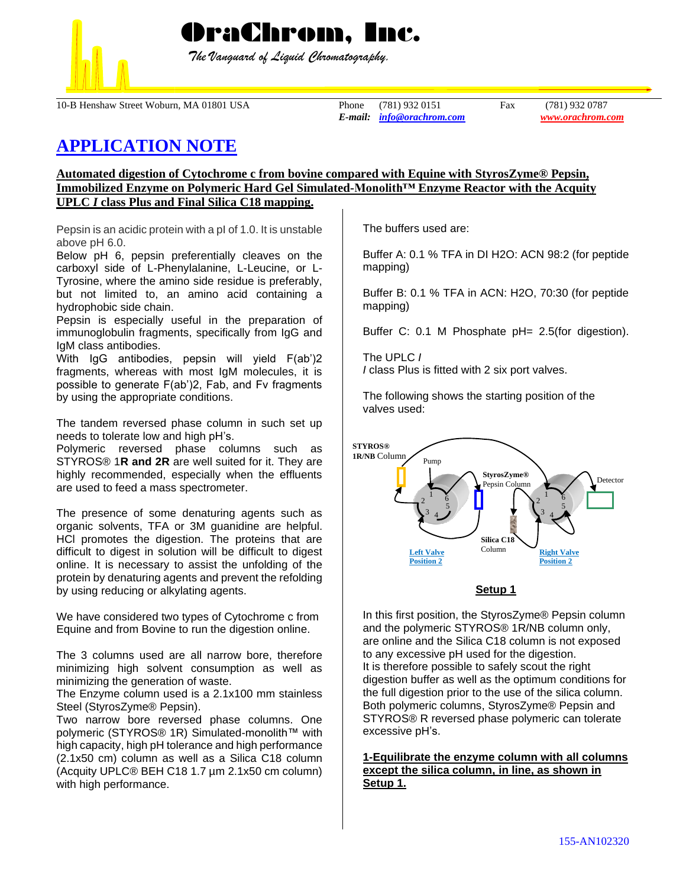# OraChrom, Inc.

*The Vanguard of Liquid Chromatography.*

10-B Henshaw Street Woburn, MA 01801 USA  
Phone (781) 932 0151 Fax (781) 932 0787  
*E-mail:* ***info@orachrom.com*** ***www.orachrom.com***

## APPLICATION NOTE

**Automated digestion of Cytochrome c from bovine compared with Equine with StyrosZyme® Pepsin, Immobilized Enzyme on Polymeric Hard Gel Simulated-Monolith™ Enzyme Reactor with the Acquity UPLC *I* class Plus and Final Silica C18 mapping.**

Pepsin is an acidic protein with a pI of 1.0. It is unstable above pH 6.0.
Below pH 6, pepsin preferentially cleaves on the carboxyl side of L-Phenylalanine, L-Leucine, or L-Tyrosine, where the amino side residue is preferably, but not limited to, an amino acid containing a hydrophobic side chain.
Pepsin is especially useful in the preparation of immunoglobulin fragments, specifically from IgG and IgM class antibodies.
With IgG antibodies, pepsin will yield F(ab')2 fragments, whereas with most IgM molecules, it is possible to generate F(ab')2, Fab, and Fv fragments by using the appropriate conditions.

The tandem reversed phase column in such set up needs to tolerate low and high pH's.
Polymeric reversed phase columns such as STYROS® 1**R and 2R** are well suited for it. They are highly recommended, especially when the effluents are used to feed a mass spectrometer.

The presence of some denaturing agents such as organic solvents, TFA or 3M guanidine are helpful. HCl promotes the digestion. The proteins that are difficult to digest in solution will be difficult to digest online. It is necessary to assist the unfolding of the protein by denaturing agents and prevent the refolding by using reducing or alkylating agents.

We have considered two types of Cytochrome c from Equine and from Bovine to run the digestion online.

The 3 columns used are all narrow bore, therefore minimizing high solvent consumption as well as minimizing the generation of waste.
The Enzyme column used is a 2.1x100 mm stainless Steel (StyrosZyme® Pepsin).
Two narrow bore reversed phase columns. One polymeric (STYROS® 1R) Simulated-monolith™ with high capacity, high pH tolerance and high performance (2.1x50 cm) column as well as a Silica C18 column (Acquity UPLC® BEH C18 1.7 µm 2.1x50 cm column) with high performance.

The buffers used are:

Buffer A: 0.1 % TFA in DI H2O: ACN 98:2 (for peptide mapping)

Buffer B: 0.1 % TFA in ACN: H2O, 70:30 (for peptide mapping)

Buffer C: 0.1 M Phosphate pH= 2.5(for digestion).

The UPLC *I*
*I* class Plus is fitted with 2 six port valves.

The following shows the starting position of the valves used:

**STYROS® 1R/NB** Column — Pump — **StyrosZyme®** Pepsin Column — Detector — **Silica C18** Column — Left Valve Position 2 — Right Valve Position 2

**Setup 1**

In this first position, the StyrosZyme® Pepsin column and the polymeric STYROS® 1R/NB column only, are online and the Silica C18 column is not exposed to any excessive pH used for the digestion.
It is therefore possible to safely scout the right digestion buffer as well as the optimum conditions for the full digestion prior to the use of the silica column.
Both polymeric columns, StyrosZyme® Pepsin and STYROS® R reversed phase polymeric can tolerate excessive pH's.

**1-Equilibrate the enzyme column with all columns except the silica column, in line, as shown in Setup 1.**

155-AN102320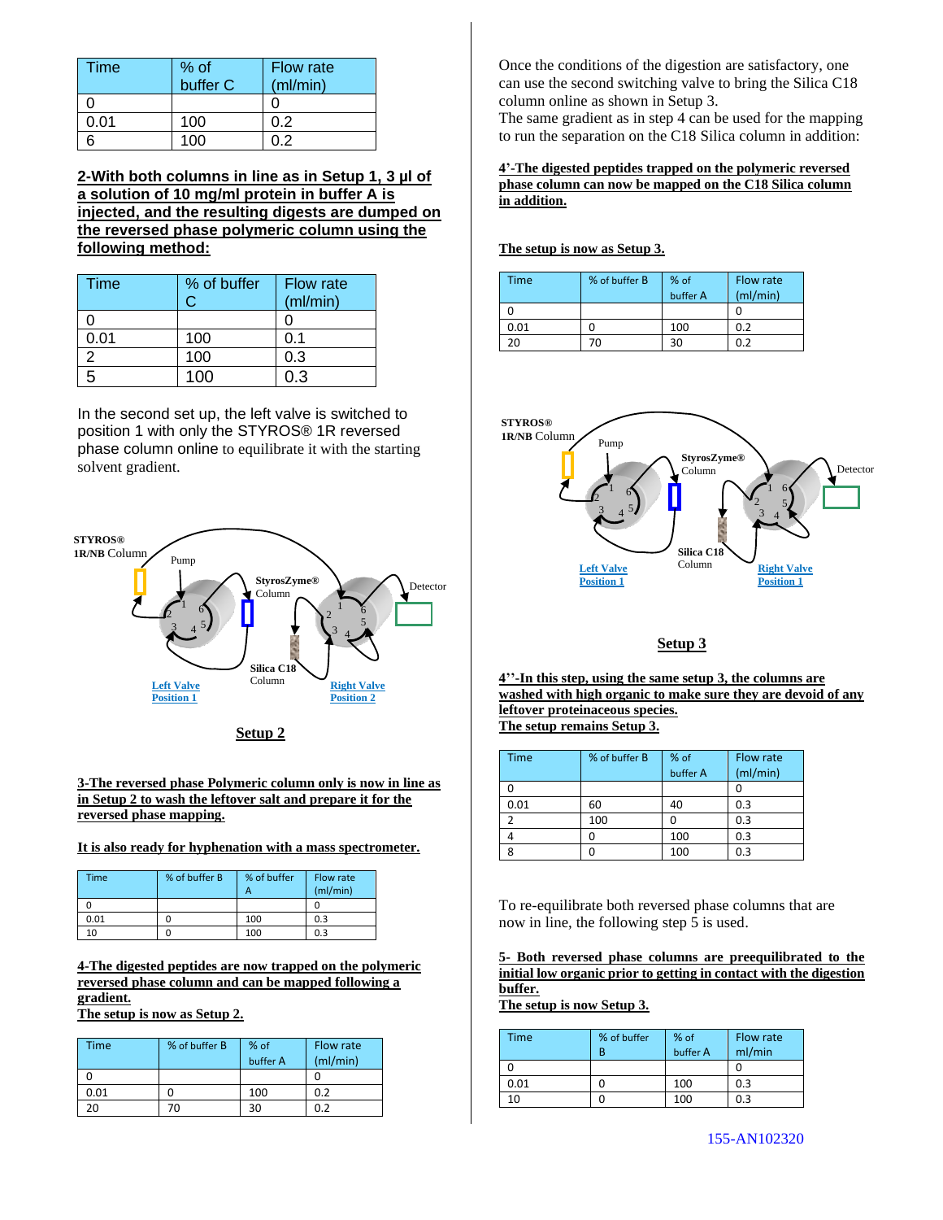| Time | % of buffer C | Flow rate (ml/min) |
|---|---|---|
| 0 | | 0 |
| 0.01 | 100 | 0.2 |
| 6 | 100 | 0.2 |

**2-With both columns in line as in Setup 1, 3 µl of a solution of 10 mg/ml protein in buffer A is injected, and the resulting digests are dumped on the reversed phase polymeric column using the following method:**

| Time | % of buffer C | Flow rate (ml/min) |
|---|---|---|
| 0 | | 0 |
| 0.01 | 100 | 0.1 |
| 2 | 100 | 0.3 |
| 5 | 100 | 0.3 |

In the second set up, the left valve is switched to position 1 with only the STYROS® 1R reversed phase column online to equilibrate it with the starting solvent gradient.

STYROS® 1R/NB Column

Pump

StyrosZyme® Column

Detector

Silica C18 Column

Left Valve Position 1

Right Valve Position 2

**Setup 2**

**3-The reversed phase Polymeric column only is now in line as in Setup 2 to wash the leftover salt and prepare it for the reversed phase mapping.**

**It is also ready for hyphenation with a mass spectrometer.**

| Time | % of buffer B | % of buffer A | Flow rate (ml/min) |
|---|---|---|---|
| 0 | | | 0 |
| 0.01 | 0 | 100 | 0.3 |
| 10 | 0 | 100 | 0.3 |

**4-The digested peptides are now trapped on the polymeric reversed phase column and can be mapped following a gradient.**
**The setup is now as Setup 2.**

| Time | % of buffer B | % of buffer A | Flow rate (ml/min) |
|---|---|---|---|
| 0 | | | 0 |
| 0.01 | 0 | 100 | 0.2 |
| 20 | 70 | 30 | 0.2 |

Once the conditions of the digestion are satisfactory, one can use the second switching valve to bring the Silica C18 column online as shown in Setup 3.
The same gradient as in step 4 can be used for the mapping to run the separation on the C18 Silica column in addition:

**4'-The digested peptides trapped on the polymeric reversed phase column can now be mapped on the C18 Silica column in addition.**

**The setup is now as Setup 3.**

| Time | % of buffer B | % of buffer A | Flow rate (ml/min) |
|---|---|---|---|
| 0 | | | 0 |
| 0.01 | 0 | 100 | 0.2 |
| 20 | 70 | 30 | 0.2 |

STYROS® 1R/NB Column

Pump

StyrosZyme® Column

Detector

Silica C18 Column

Left Valve Position 1

Right Valve Position 1

**Setup 3**

**4''-In this step, using the same setup 3, the columns are washed with high organic to make sure they are devoid of any leftover proteinaceous species.**
**The setup remains Setup 3.**

| Time | % of buffer B | % of buffer A | Flow rate (ml/min) |
|---|---|---|---|
| 0 | | | 0 |
| 0.01 | 60 | 40 | 0.3 |
| 2 | 100 | 0 | 0.3 |
| 4 | 0 | 100 | 0.3 |
| 8 | 0 | 100 | 0.3 |

To re-equilibrate both reversed phase columns that are now in line, the following step 5 is used.

**5- Both reversed phase columns are preequilibrated to the initial low organic prior to getting in contact with the digestion buffer.**
**The setup is now Setup 3.**

| Time | % of buffer B | % of buffer A | Flow rate ml/min |
|---|---|---|---|
| 0 | | | 0 |
| 0.01 | 0 | 100 | 0.3 |
| 10 | 0 | 100 | 0.3 |

155-AN102320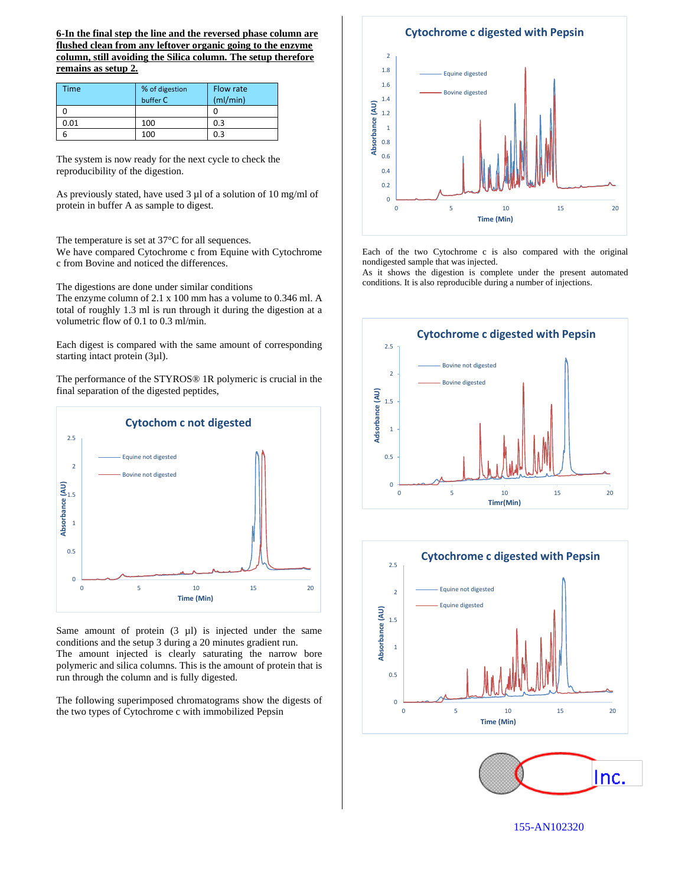**6-In the final step the line and the reversed phase column are flushed clean from any leftover organic going to the enzyme column, still avoiding the Silica column. The setup therefore remains as setup 2.**

| Time | % of digestion buffer C | Flow rate (ml/min) |
|---|---|---|
| 0 | | 0 |
| 0.01 | 100 | 0.3 |
| 6 | 100 | 0.3 |

The system is now ready for the next cycle to check the reproducibility of the digestion.

As previously stated, have used 3 µl of a solution of 10 mg/ml of protein in buffer A as sample to digest.

The temperature is set at 37°C for all sequences.
We have compared Cytochrome c from Equine with Cytochrome c from Bovine and noticed the differences.

The digestions are done under similar conditions
The enzyme column of 2.1 x 100 mm has a volume to 0.346 ml. A total of roughly 1.3 ml is run through it during the digestion at a volumetric flow of 0.1 to 0.3 ml/min.

Each digest is compared with the same amount of corresponding starting intact protein (3µl).

The performance of the STYROS® 1R polymeric is crucial in the final separation of the digested peptides,

Cytochom c not digested
Equine not digested
Bovine not digested
Absorbance (AU)
0
0.5
1
1.5
2
2.5
0
5
10
15
20
Time (Min)

Same amount of protein (3 µl) is injected under the same conditions and the setup 3 during a 20 minutes gradient run.
The amount injected is clearly saturating the narrow bore polymeric and silica columns. This is the amount of protein that is run through the column and is fully digested.

The following superimposed chromatograms show the digests of the two types of Cytochrome c with immobilized Pepsin

Cytochrome c digested with Pepsin
Equine digested
Bovine digested
Absorbance (AU)
0
0.2
0.4
0.6
0.8
1
1.2
1.4
1.6
1.8
2
0
5
10
15
20
Time (Min)

Each of the two Cytochrome c is also compared with the original nondigested sample that was injected.
As it shows the digestion is complete under the present automated conditions. It is also reproducible during a number of injections.

Cytochrome c digested with Pepsin
Bovine not digested
Bovine digested
Adsorbance (AU)
0
0.5
1
1.5
2
2.5
0
5
10
15
20
Timr(Min)

Cytochrome c digested with Pepsin
Equine not digested
Equine digested
Absorbance (AU)
0
0.5
1
1.5
2
2.5
0
5
10
15
20
Time (Min)

Inc.

155-AN102320